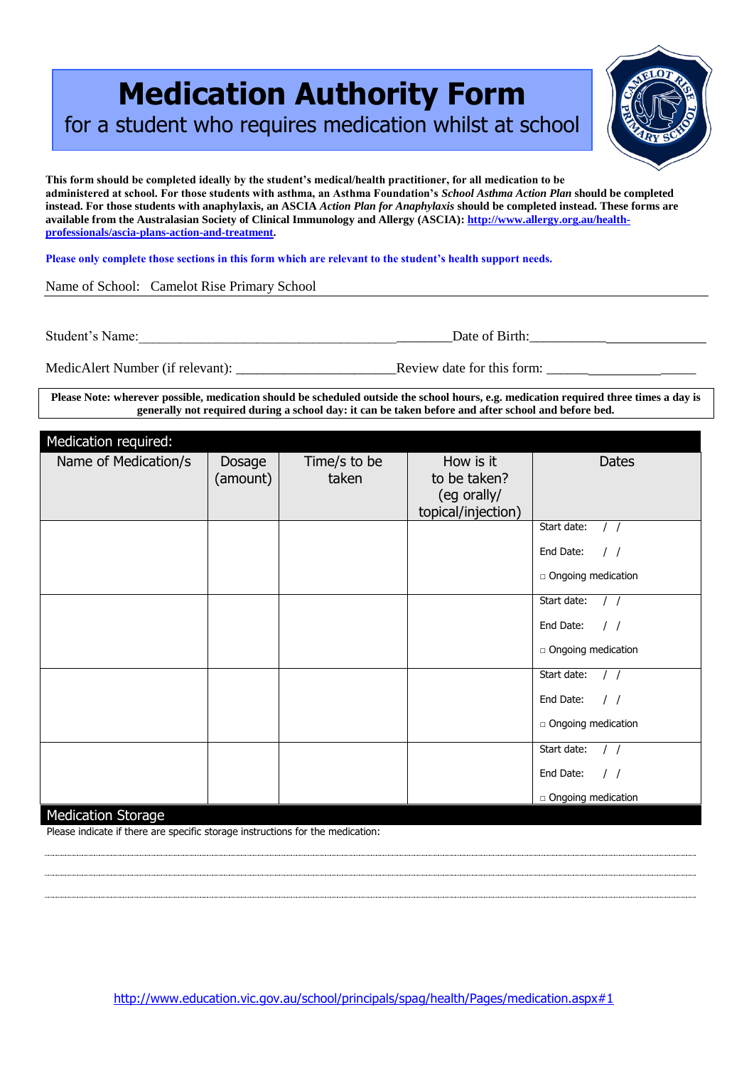# Medication Authority Form

## for a student who requires medication whilst at school

**This form should be completed ideally by the student's medical/health practitioner, for all medication to be administered at school. For those students with asthma, an Asthma Foundation's *School Asthma Action Plan* should be completed instead. For those students with anaphylaxis, an ASCIA *Action Plan for Anaphylaxis* should be completed instead. These forms are available from the Australasian Society of Clinical Immunology and Allergy (ASCIA): http://www.allergy.org.au/health-professionals/ascia-plans-action-and-treatment.**

**Please only complete those sections in this form which are relevant to the student's health support needs.**

Name of School: Camelot Rise Primary School

Student's Name:________________________________________________ Date of Birth:_________________________

MedicAlert Number (if relevant): ______________________ Review date for this form: __________________

**Please Note: wherever possible, medication should be scheduled outside the school hours, e.g. medication required three times a day is generally not required during a school day: it can be taken before and after school and before bed.**

### Medication required:

| Name of Medication/s | Dosage (amount) | Time/s to be taken | How is it to be taken? (eg orally/ topical/injection) | Dates |
|---|---|---|---|---|
| | | | | Start date: / / <br> End Date: / / <br> □ Ongoing medication |
| | | | | Start date: / / <br> End Date: / / <br> □ Ongoing medication |
| | | | | Start date: / / <br> End Date: / / <br> □ Ongoing medication |
| | | | | Start date: / / <br> End Date: / / <br> □ Ongoing medication |

### Medication Storage

Please indicate if there are specific storage instructions for the medication:

..............................................................................................................................................

..............................................................................................................................................

..............................................................................................................................................

http://www.education.vic.gov.au/school/principals/spag/health/Pages/medication.aspx#1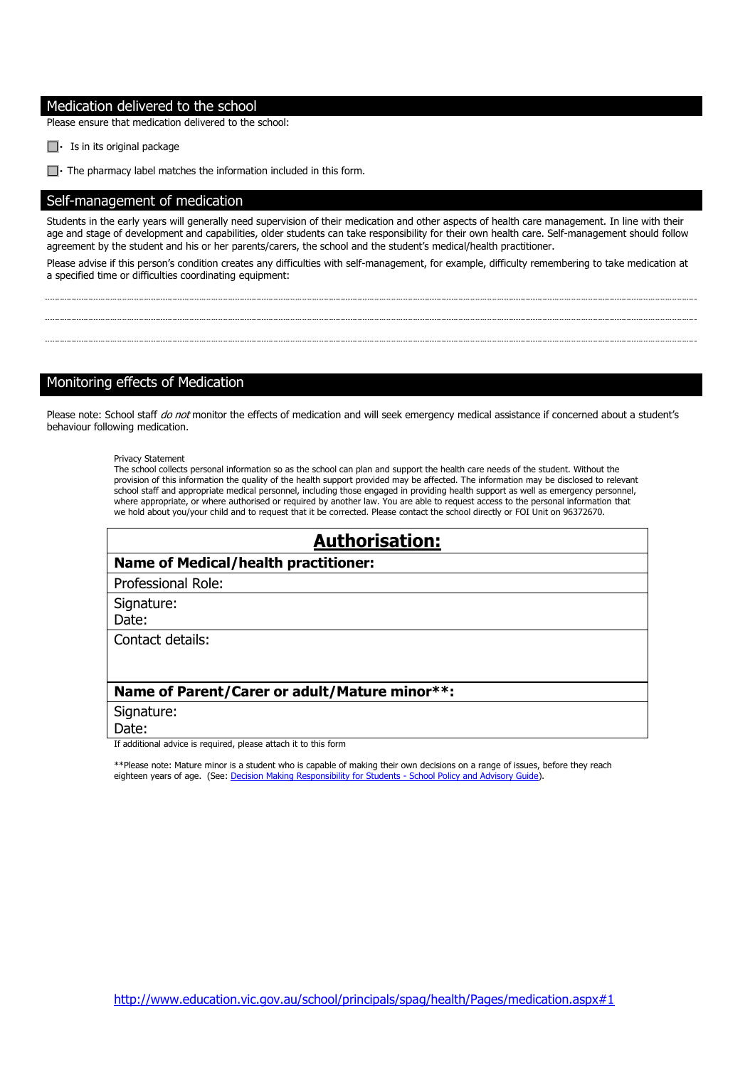## Medication delivered to the school

Please ensure that medication delivered to the school:

- ☐ Is in its original package
- ☐ The pharmacy label matches the information included in this form.

## Self-management of medication

Students in the early years will generally need supervision of their medication and other aspects of health care management. In line with their age and stage of development and capabilities, older students can take responsibility for their own health care. Self-management should follow agreement by the student and his or her parents/carers, the school and the student's medical/health practitioner.

Please advise if this person's condition creates any difficulties with self-management, for example, difficulty remembering to take medication at a specified time or difficulties coordinating equipment:

.......................................................................................................................................................................

.......................................................................................................................................................................

.......................................................................................................................................................................

## Monitoring effects of Medication

Please note: School staff *do not* monitor the effects of medication and will seek emergency medical assistance if concerned about a student's behaviour following medication.

Privacy Statement
The school collects personal information so as the school can plan and support the health care needs of the student. Without the provision of this information the quality of the health support provided may be affected. The information may be disclosed to relevant school staff and appropriate medical personnel, including those engaged in providing health support as well as emergency personnel, where appropriate, or where authorised or required by another law. You are able to request access to the personal information that we hold about you/your child and to request that it be corrected. Please contact the school directly or FOI Unit on 96372670.

| **Authorisation:** |
|---|
| **Name of Medical/health practitioner:** |
| Professional Role: |
| Signature:<br>Date: |
| Contact details: |
| **Name of Parent/Carer or adult/Mature minor\*\*:** |
| Signature:<br>Date: |

If additional advice is required, please attach it to this form

**Please note: Mature minor is a student who is capable of making their own decisions on a range of issues, before they reach eighteen years of age. (See: Decision Making Responsibility for Students - School Policy and Advisory Guide).

http://www.education.vic.gov.au/school/principals/spag/health/Pages/medication.aspx#1